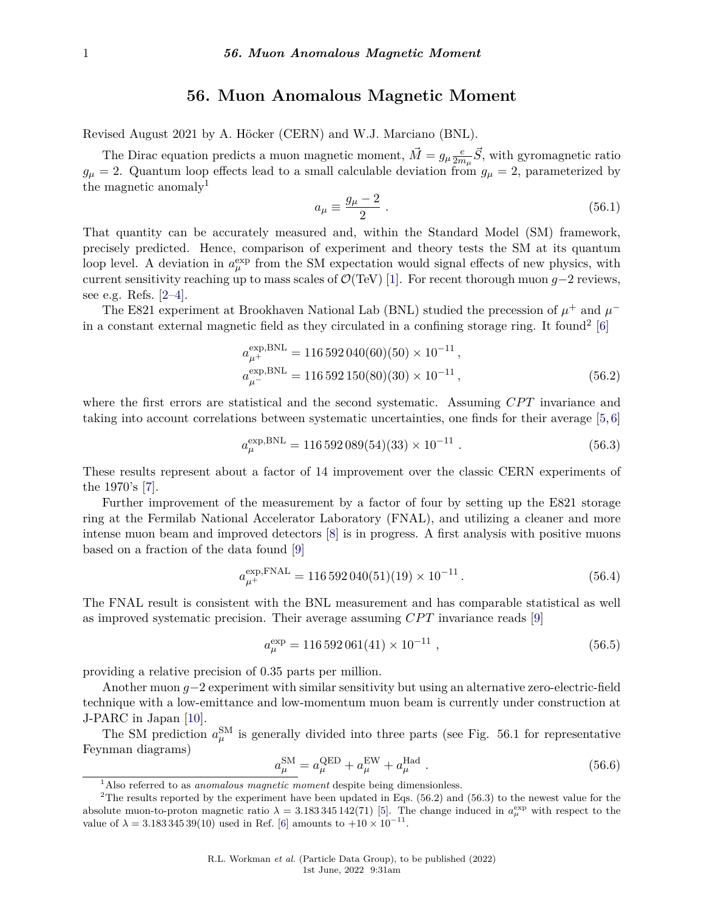# 56. Muon Anomalous Magnetic Moment

Revised August 2021 by A. Höcker (CERN) and W.J. Marciano (BNL).

The Dirac equation predicts a muon magnetic moment, $\vec{M} = g_\mu \frac{e}{2m_\mu}\vec{S}$, with gyromagnetic ratio $g_\mu = 2$. Quantum loop effects lead to a small calculable deviation from $g_\mu = 2$, parameterized by the magnetic anomaly[1]

$$a_\mu \equiv \frac{g_\mu - 2}{2} \; . \tag{56.1}$$

That quantity can be accurately measured and, within the Standard Model (SM) framework, precisely predicted. Hence, comparison of experiment and theory tests the SM at its quantum loop level. A deviation in $a_\mu^{\rm exp}$ from the SM expectation would signal effects of new physics, with current sensitivity reaching up to mass scales of $\mathcal{O}$(TeV) [1]. For recent thorough muon $g-2$ reviews, see e.g. Refs. [2–4].

The E821 experiment at Brookhaven National Lab (BNL) studied the precession of $\mu^+$ and $\mu^-$ in a constant external magnetic field as they circulated in a confining storage ring. It found[2] [6]

$$\begin{aligned} a_{\mu^+}^{\rm exp,BNL} &= 116\,592\,040(60)(50) \times 10^{-11} \, , \\ a_{\mu^-}^{\rm exp,BNL} &= 116\,592\,150(80)(30) \times 10^{-11} \, , \end{aligned} \tag{56.2}$$

where the first errors are statistical and the second systematic. Assuming $CPT$ invariance and taking into account correlations between systematic uncertainties, one finds for their average [5, 6]

$$a_\mu^{\rm exp,BNL} = 116\,592\,089(54)(33) \times 10^{-11} \; . \tag{56.3}$$

These results represent about a factor of 14 improvement over the classic CERN experiments of the 1970's [7].

Further improvement of the measurement by a factor of four by setting up the E821 storage ring at the Fermilab National Accelerator Laboratory (FNAL), and utilizing a cleaner and more intense muon beam and improved detectors [8] is in progress. A first analysis with positive muons based on a fraction of the data found [9]

$$a_{\mu^+}^{\rm exp,FNAL} = 116\,592\,040(51)(19) \times 10^{-11} \, . \tag{56.4}$$

The FNAL result is consistent with the BNL measurement and has comparable statistical as well as improved systematic precision. Their average assuming $CPT$ invariance reads [9]

$$a_\mu^{\rm exp} = 116\,592\,061(41) \times 10^{-11} \; , \tag{56.5}$$

providing a relative precision of 0.35 parts per million.

Another muon $g-2$ experiment with similar sensitivity but using an alternative zero-electric-field technique with a low-emittance and low-momentum muon beam is currently under construction at J-PARC in Japan [10].

The SM prediction $a_\mu^{\rm SM}$ is generally divided into three parts (see Fig. 56.1 for representative Feynman diagrams)

$$a_\mu^{\rm SM} = a_\mu^{\rm QED} + a_\mu^{\rm EW} + a_\mu^{\rm Had} \; . \tag{56.6}$$

---

[1] Also referred to as *anomalous magnetic moment* despite being dimensionless.

[2] The results reported by the experiment have been updated in Eqs. (56.2) and (56.3) to the newest value for the absolute muon-to-proton magnetic ratio $\lambda = 3.183\,345\,142(71)$ [5]. The change induced in $a_\mu^{\rm exp}$ with respect to the value of $\lambda = 3.183\,345\,39(10)$ used in Ref. [6] amounts to $+10 \times 10^{-11}$.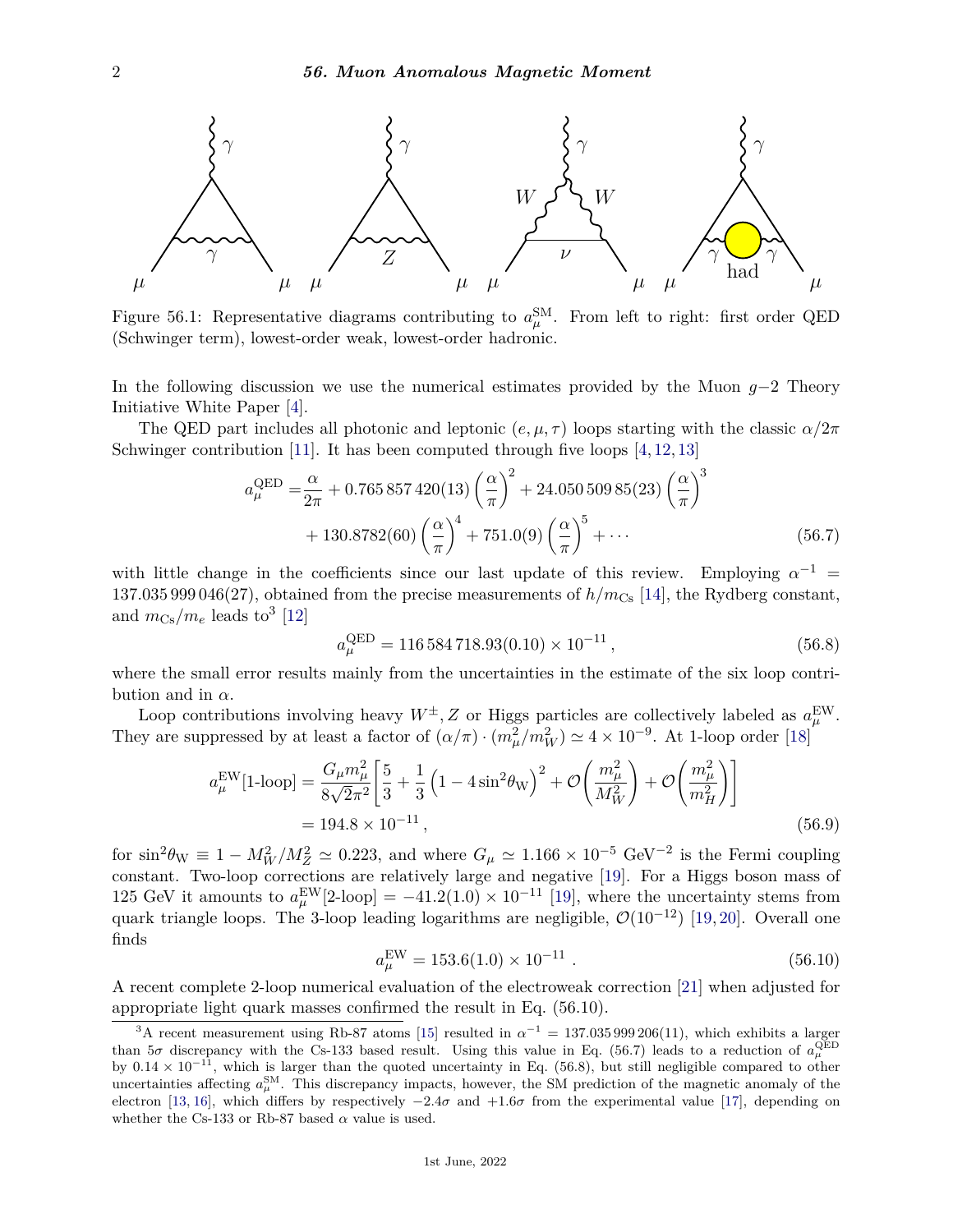Figure 56.1: Representative diagrams contributing to $a_\mu^{\rm SM}$. From left to right: first order QED (Schwinger term), lowest-order weak, lowest-order hadronic.

In the following discussion we use the numerical estimates provided by the Muon $g-2$ Theory Initiative White Paper [4].

The QED part includes all photonic and leptonic $(e, \mu, \tau)$ loops starting with the classic $\alpha/2\pi$ Schwinger contribution [11]. It has been computed through five loops [4, 12, 13]

$$
\begin{aligned}
a_\mu^{\rm QED} =& \frac{\alpha}{2\pi} + 0.765\,857\,420(13)\left(\frac{\alpha}{\pi}\right)^2 + 24.050\,509\,85(23)\left(\frac{\alpha}{\pi}\right)^3 \\
&+ 130.8782(60)\left(\frac{\alpha}{\pi}\right)^4 + 751.0(9)\left(\frac{\alpha}{\pi}\right)^5 + \cdots
\end{aligned}
\tag{56.7}
$$

with little change in the coefficients since our last update of this review. Employing $\alpha^{-1} = 137.035\,999\,046(27)$, obtained from the precise measurements of $h/m_{\rm Cs}$ [14], the Rydberg constant, and $m_{\rm Cs}/m_e$ leads to[3] [12]

$$
a_\mu^{\rm QED} = 116\,584\,718.93(0.10) \times 10^{-11}\,,
\tag{56.8}
$$

where the small error results mainly from the uncertainties in the estimate of the six loop contribution and in $\alpha$.

Loop contributions involving heavy $W^\pm, Z$ or Higgs particles are collectively labeled as $a_\mu^{\rm EW}$. They are suppressed by at least a factor of $(\alpha/\pi)\cdot(m_\mu^2/m_W^2) \simeq 4\times 10^{-9}$. At 1-loop order [18]

$$
\begin{aligned}
a_\mu^{\rm EW}[\text{1-loop}] &= \frac{G_\mu m_\mu^2}{8\sqrt{2}\pi^2}\left[\frac{5}{3} + \frac{1}{3}\left(1 - 4\sin^2\theta_{\rm W}\right)^2 + \mathcal{O}\left(\frac{m_\mu^2}{M_W^2}\right) + \mathcal{O}\left(\frac{m_\mu^2}{m_H^2}\right)\right] \\
&= 194.8 \times 10^{-11}\,,
\end{aligned}
\tag{56.9}
$$

for $\sin^2\theta_{\rm W} \equiv 1 - M_W^2/M_Z^2 \simeq 0.223$, and where $G_\mu \simeq 1.166 \times 10^{-5}$ GeV$^{-2}$ is the Fermi coupling constant. Two-loop corrections are relatively large and negative [19]. For a Higgs boson mass of 125 GeV it amounts to $a_\mu^{\rm EW}[\text{2-loop}] = -41.2(1.0) \times 10^{-11}$ [19], where the uncertainty stems from quark triangle loops. The 3-loop leading logarithms are negligible, $\mathcal{O}(10^{-12})$ [19, 20]. Overall one finds

$$
a_\mu^{\rm EW} = 153.6(1.0) \times 10^{-11}\;.
\tag{56.10}
$$

A recent complete 2-loop numerical evaluation of the electroweak correction [21] when adjusted for appropriate light quark masses confirmed the result in Eq. (56.10).

[3] A recent measurement using Rb-87 atoms [15] resulted in $\alpha^{-1} = 137.035\,999\,206(11)$, which exhibits a larger than $5\sigma$ discrepancy with the Cs-133 based result. Using this value in Eq. (56.7) leads to a reduction of $a_\mu^{\rm QED}$ by $0.14 \times 10^{-11}$, which is larger than the quoted uncertainty in Eq. (56.8), but still negligible compared to other uncertainties affecting $a_\mu^{\rm SM}$. This discrepancy impacts, however, the SM prediction of the magnetic anomaly of the electron [13, 16], which differs by respectively $-2.4\sigma$ and $+1.6\sigma$ from the experimental value [17], depending on whether the Cs-133 or Rb-87 based $\alpha$ value is used.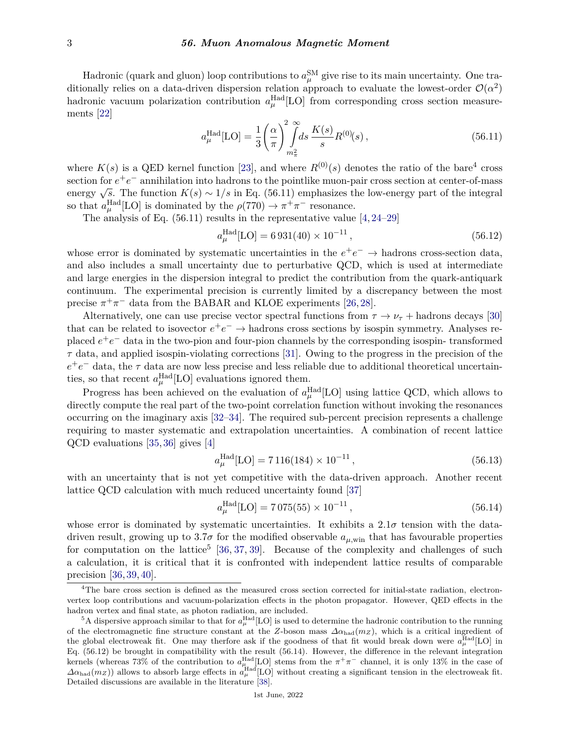Hadronic (quark and gluon) loop contributions to $a_\mu^{\rm SM}$ give rise to its main uncertainty. One traditionally relies on a data-driven dispersion relation approach to evaluate the lowest-order $\mathcal{O}(\alpha^2)$ hadronic vacuum polarization contribution $a_\mu^{\rm Had}[{\rm LO}]$ from corresponding cross section measurements [22]

$$a_\mu^{\rm Had}[{\rm LO}] = \frac{1}{3}\left(\frac{\alpha}{\pi}\right)^2 \int_{m_\pi^2}^{\infty} ds\, \frac{K(s)}{s} R^{(0)}(s)\,, \tag{56.11}$$

where $K(s)$ is a QED kernel function [23], and where $R^{(0)}(s)$ denotes the ratio of the bare[4] cross section for $e^+e^-$ annihilation into hadrons to the pointlike muon-pair cross section at center-of-mass energy $\sqrt{s}$. The function $K(s) \sim 1/s$ in Eq. (56.11) emphasizes the low-energy part of the integral so that $a_\mu^{\rm Had}[{\rm LO}]$ is dominated by the $\rho(770) \to \pi^+\pi^-$ resonance.

The analysis of Eq. (56.11) results in the representative value [4, 24–29]

$$a_\mu^{\rm Had}[{\rm LO}] = 6\,931(40) \times 10^{-11}\,, \tag{56.12}$$

whose error is dominated by systematic uncertainties in the $e^+e^- \to$ hadrons cross-section data, and also includes a small uncertainty due to perturbative QCD, which is used at intermediate and large energies in the dispersion integral to predict the contribution from the quark-antiquark continuum. The experimental precision is currently limited by a discrepancy between the most precise $\pi^+\pi^-$ data from the BABAR and KLOE experiments [26, 28].

Alternatively, one can use precise vector spectral functions from $\tau \to \nu_\tau +$ hadrons decays [30] that can be related to isovector $e^+e^- \to$ hadrons cross sections by isospin symmetry. Analyses replaced $e^+e^-$ data in the two-pion and four-pion channels by the corresponding isospin- transformed $\tau$ data, and applied isospin-violating corrections [31]. Owing to the progress in the precision of the $e^+e^-$ data, the $\tau$ data are now less precise and less reliable due to additional theoretical uncertainties, so that recent $a_\mu^{\rm Had}[{\rm LO}]$ evaluations ignored them.

Progress has been achieved on the evaluation of $a_\mu^{\rm Had}[{\rm LO}]$ using lattice QCD, which allows to directly compute the real part of the two-point correlation function without invoking the resonances occurring on the imaginary axis [32–34]. The required sub-percent precision represents a challenge requiring to master systematic and extrapolation uncertainties. A combination of recent lattice QCD evaluations [35, 36] gives [4]

$$a_\mu^{\rm Had}[{\rm LO}] = 7\,116(184) \times 10^{-11}\,, \tag{56.13}$$

with an uncertainty that is not yet competitive with the data-driven approach. Another recent lattice QCD calculation with much reduced uncertainty found [37]

$$a_\mu^{\rm Had}[{\rm LO}] = 7\,075(55) \times 10^{-11}\,, \tag{56.14}$$

whose error is dominated by systematic uncertainties. It exhibits a $2.1\sigma$ tension with the data-driven result, growing up to $3.7\sigma$ for the modified observable $a_{\mu,\rm win}$ that has favourable properties for computation on the lattice[5] [36, 37, 39]. Because of the complexity and challenges of such a calculation, it is critical that it is confronted with independent lattice results of comparable precision [36, 39, 40].

---

[4] The bare cross section is defined as the measured cross section corrected for initial-state radiation, electron-vertex loop contributions and vacuum-polarization effects in the photon propagator. However, QED effects in the hadron vertex and final state, as photon radiation, are included.

[5] A dispersive approach similar to that for $a_\mu^{\rm Had}[{\rm LO}]$ is used to determine the hadronic contribution to the running of the electromagnetic fine structure constant at the $Z$-boson mass $\Delta\alpha_{\rm had}(m_Z)$, which is a critical ingredient of the global electroweak fit. One may therfore ask if the goodness of that fit would break down were $a_\mu^{\rm Had}[{\rm LO}]$ in Eq. (56.12) be brought in compatibility with the result (56.14). However, the difference in the relevant integration kernels (whereas 73% of the contribution to $a_\mu^{\rm Had}[{\rm LO}]$ stems from the $\pi^+\pi^-$ channel, it is only 13% in the case of $\Delta\alpha_{\rm had}(m_Z)$) allows to absorb large effects in $a_\mu^{\rm Had}[{\rm LO}]$ without creating a significant tension in the electroweak fit. Detailed discussions are available in the literature [38].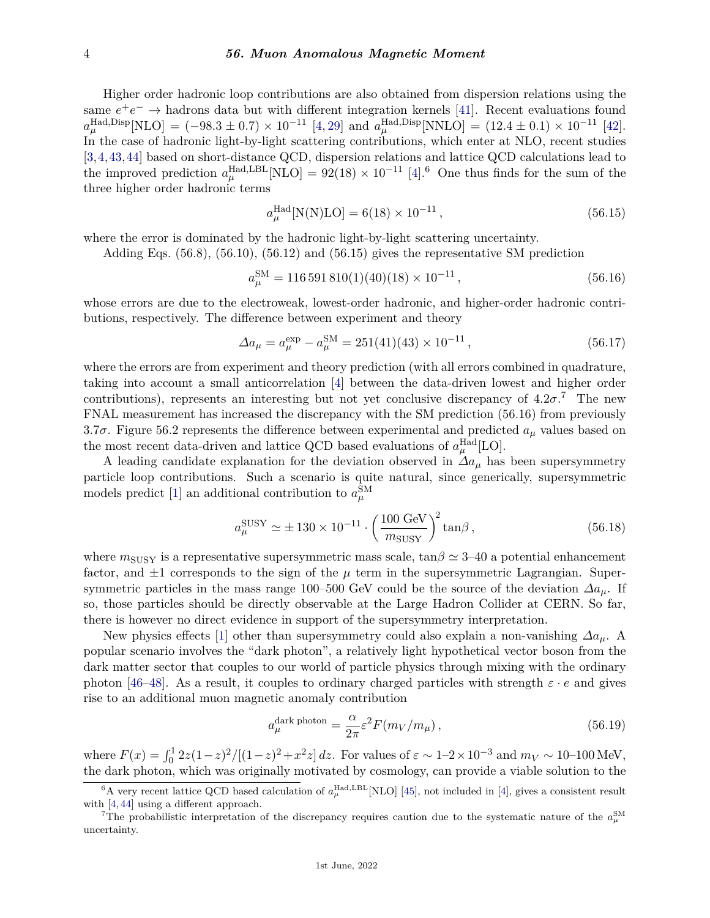Higher order hadronic loop contributions are also obtained from dispersion relations using the same $e^+e^- \to$ hadrons data but with different integration kernels [41]. Recent evaluations found $a_\mu^{\rm Had,Disp}[{\rm NLO}] = (-98.3 \pm 0.7) \times 10^{-11}$ [4, 29] and $a_\mu^{\rm Had,Disp}[{\rm NNLO}] = (12.4 \pm 0.1) \times 10^{-11}$ [42]. In the case of hadronic light-by-light scattering contributions, which enter at NLO, recent studies [3, 4, 43, 44] based on short-distance QCD, dispersion relations and lattice QCD calculations lead to the improved prediction $a_\mu^{\rm Had,LBL}[{\rm NLO}] = 92(18) \times 10^{-11}$ [4].[6] One thus finds for the sum of the three higher order hadronic terms

$$a_\mu^{\rm Had}[{\rm N(N)LO}] = 6(18) \times 10^{-11}\,, \tag{56.15}$$

where the error is dominated by the hadronic light-by-light scattering uncertainty.

Adding Eqs. (56.8), (56.10), (56.12) and (56.15) gives the representative SM prediction

$$a_\mu^{\rm SM} = 116\,591\,810(1)(40)(18) \times 10^{-11}\,, \tag{56.16}$$

whose errors are due to the electroweak, lowest-order hadronic, and higher-order hadronic contributions, respectively. The difference between experiment and theory

$$\Delta a_\mu = a_\mu^{\rm exp} - a_\mu^{\rm SM} = 251(41)(43) \times 10^{-11}\,, \tag{56.17}$$

where the errors are from experiment and theory prediction (with all errors combined in quadrature, taking into account a small anticorrelation [4] between the data-driven lowest and higher order contributions), represents an interesting but not yet conclusive discrepancy of $4.2\sigma$.[7] The new FNAL measurement has increased the discrepancy with the SM prediction (56.16) from previously $3.7\sigma$. Figure 56.2 represents the difference between experimental and predicted $a_\mu$ values based on the most recent data-driven and lattice QCD based evaluations of $a_\mu^{\rm Had}[{\rm LO}]$.

A leading candidate explanation for the deviation observed in $\Delta a_\mu$ has been supersymmetry particle loop contributions. Such a scenario is quite natural, since generically, supersymmetric models predict [1] an additional contribution to $a_\mu^{\rm SM}$

$$a_\mu^{\rm SUSY} \simeq \pm\,130 \times 10^{-11} \cdot \left(\frac{100\ {\rm GeV}}{m_{\rm SUSY}}\right)^2 \tan\beta\,, \tag{56.18}$$

where $m_{\rm SUSY}$ is a representative supersymmetric mass scale, $\tan\beta \simeq 3$–$40$ a potential enhancement factor, and $\pm 1$ corresponds to the sign of the $\mu$ term in the supersymmetric Lagrangian. Supersymmetric particles in the mass range 100–500 GeV could be the source of the deviation $\Delta a_\mu$. If so, those particles should be directly observable at the Large Hadron Collider at CERN. So far, there is however no direct evidence in support of the supersymmetry interpretation.

New physics effects [1] other than supersymmetry could also explain a non-vanishing $\Delta a_\mu$. A popular scenario involves the "dark photon", a relatively light hypothetical vector boson from the dark matter sector that couples to our world of particle physics through mixing with the ordinary photon [46–48]. As a result, it couples to ordinary charged particles with strength $\varepsilon \cdot e$ and gives rise to an additional muon magnetic anomaly contribution

$$a_\mu^{\rm dark\ photon} = \frac{\alpha}{2\pi}\varepsilon^2 F(m_V/m_\mu)\,, \tag{56.19}$$

where $F(x) = \int_0^1 2z(1-z)^2/[(1-z)^2 + x^2 z]\,dz$. For values of $\varepsilon \sim 1$–$2 \times 10^{-3}$ and $m_V \sim 10$–$100\,{\rm MeV}$, the dark photon, which was originally motivated by cosmology, can provide a viable solution to the

---

[6] A very recent lattice QCD based calculation of $a_\mu^{\rm Had,LBL}[{\rm NLO}]$ [45], not included in [4], gives a consistent result with [4, 44] using a different approach.

[7] The probabilistic interpretation of the discrepancy requires caution due to the systematic nature of the $a_\mu^{\rm SM}$ uncertainty.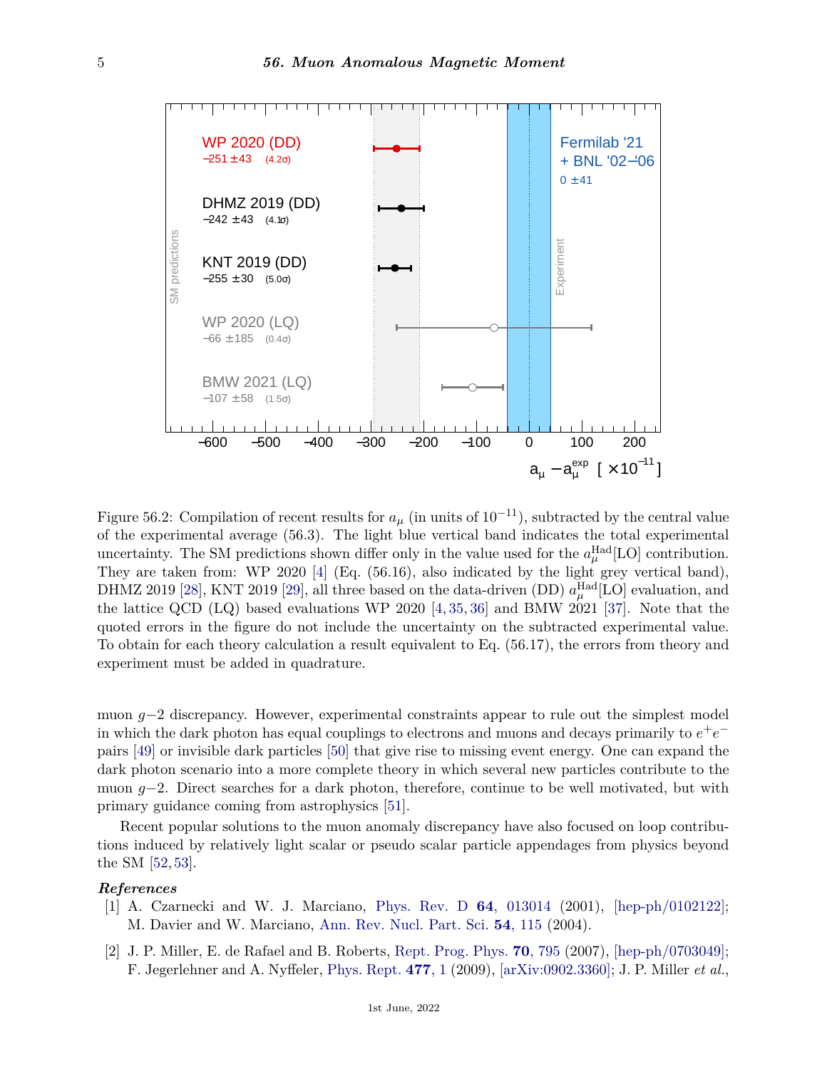Figure 56.2: Compilation of recent results for $a_\mu$ (in units of $10^{-11}$), subtracted by the central value of the experimental average (56.3). The light blue vertical band indicates the total experimental uncertainty. The SM predictions shown differ only in the value used for the $a_\mu^{\rm Had}$[LO] contribution. They are taken from: WP 2020 [4] (Eq. (56.16), also indicated by the light grey vertical band), DHMZ 2019 [28], KNT 2019 [29], all three based on the data-driven (DD) $a_\mu^{\rm Had}$[LO] evaluation, and the lattice QCD (LQ) based evaluations WP 2020 [4, 35, 36] and BMW 2021 [37]. Note that the quoted errors in the figure do not include the uncertainty on the subtracted experimental value. To obtain for each theory calculation a result equivalent to Eq. (56.17), the errors from theory and experiment must be added in quadrature.

muon $g-2$ discrepancy. However, experimental constraints appear to rule out the simplest model in which the dark photon has equal couplings to electrons and muons and decays primarily to $e^+e^-$ pairs [49] or invisible dark particles [50] that give rise to missing event energy. One can expand the dark photon scenario into a more complete theory in which several new particles contribute to the muon $g-2$. Direct searches for a dark photon, therefore, continue to be well motivated, but with primary guidance coming from astrophysics [51].

Recent popular solutions to the muon anomaly discrepancy have also focused on loop contributions induced by relatively light scalar or pseudo scalar particle appendages from physics beyond the SM [52, 53].

***References***

[1] A. Czarnecki and W. J. Marciano, Phys. Rev. D **64**, 013014 (2001), [hep-ph/0102122]; M. Davier and W. Marciano, Ann. Rev. Nucl. Part. Sci. **54**, 115 (2004).

[2] J. P. Miller, E. de Rafael and B. Roberts, Rept. Prog. Phys. **70**, 795 (2007), [hep-ph/0703049]; F. Jegerlehner and A. Nyffeler, Phys. Rept. **477**, 1 (2009), [arXiv:0902.3360]; J. P. Miller *et al.*,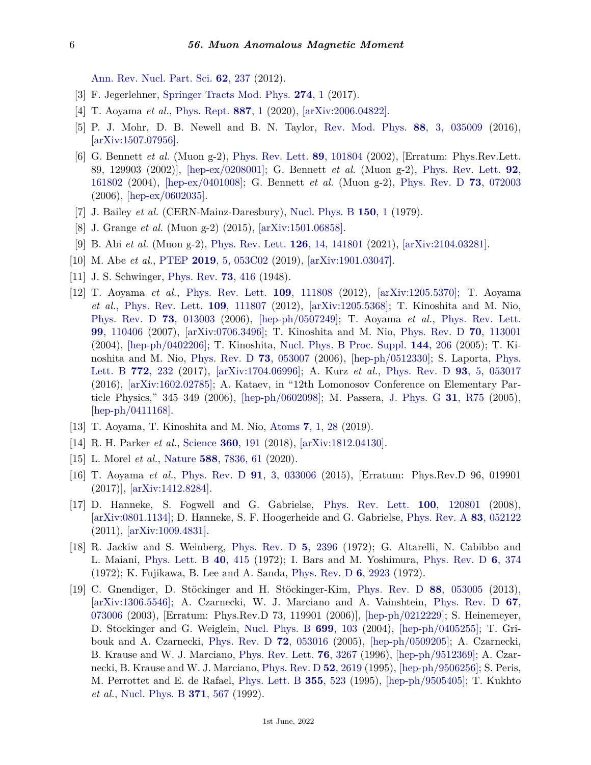Ann. Rev. Nucl. Part. Sci. **62**, 237 (2012).

[3] F. Jegerlehner, Springer Tracts Mod. Phys. **274**, 1 (2017).

[4] T. Aoyama *et al.*, Phys. Rept. **887**, 1 (2020), [arXiv:2006.04822].

[5] P. J. Mohr, D. B. Newell and B. N. Taylor, Rev. Mod. Phys. **88**, 3, 035009 (2016), [arXiv:1507.07956].

[6] G. Bennett *et al.* (Muon g-2), Phys. Rev. Lett. **89**, 101804 (2002), [Erratum: Phys.Rev.Lett. 89, 129903 (2002)], [hep-ex/0208001]; G. Bennett *et al.* (Muon g-2), Phys. Rev. Lett. **92**, 161802 (2004), [hep-ex/0401008]; G. Bennett *et al.* (Muon g-2), Phys. Rev. D **73**, 072003 (2006), [hep-ex/0602035].

[7] J. Bailey *et al.* (CERN-Mainz-Daresbury), Nucl. Phys. B **150**, 1 (1979).

[8] J. Grange *et al.* (Muon g-2) (2015), [arXiv:1501.06858].

[9] B. Abi *et al.* (Muon g-2), Phys. Rev. Lett. **126**, 14, 141801 (2021), [arXiv:2104.03281].

[10] M. Abe *et al.*, PTEP **2019**, 5, 053C02 (2019), [arXiv:1901.03047].

[11] J. S. Schwinger, Phys. Rev. **73**, 416 (1948).

[12] T. Aoyama *et al.*, Phys. Rev. Lett. **109**, 111808 (2012), [arXiv:1205.5370]; T. Aoyama *et al.*, Phys. Rev. Lett. **109**, 111807 (2012), [arXiv:1205.5368]; T. Kinoshita and M. Nio, Phys. Rev. D **73**, 013003 (2006), [hep-ph/0507249]; T. Aoyama *et al.*, Phys. Rev. Lett. **99**, 110406 (2007), [arXiv:0706.3496]; T. Kinoshita and M. Nio, Phys. Rev. D **70**, 113001 (2004), [hep-ph/0402206]; T. Kinoshita, Nucl. Phys. B Proc. Suppl. **144**, 206 (2005); T. Kinoshita and M. Nio, Phys. Rev. D **73**, 053007 (2006), [hep-ph/0512330]; S. Laporta, Phys. Lett. B **772**, 232 (2017), [arXiv:1704.06996]; A. Kurz *et al.*, Phys. Rev. D **93**, 5, 053017 (2016), [arXiv:1602.02785]; A. Kataev, in "12th Lomonosov Conference on Elementary Particle Physics," 345–349 (2006), [hep-ph/0602098]; M. Passera, J. Phys. G **31**, R75 (2005), [hep-ph/0411168].

[13] T. Aoyama, T. Kinoshita and M. Nio, Atoms **7**, 1, 28 (2019).

[14] R. H. Parker *et al.*, Science **360**, 191 (2018), [arXiv:1812.04130].

[15] L. Morel *et al.*, Nature **588**, 7836, 61 (2020).

[16] T. Aoyama *et al.*, Phys. Rev. D **91**, 3, 033006 (2015), [Erratum: Phys.Rev.D 96, 019901 (2017)], [arXiv:1412.8284].

[17] D. Hanneke, S. Fogwell and G. Gabrielse, Phys. Rev. Lett. **100**, 120801 (2008), [arXiv:0801.1134]; D. Hanneke, S. F. Hoogerheide and G. Gabrielse, Phys. Rev. A **83**, 052122 (2011), [arXiv:1009.4831].

[18] R. Jackiw and S. Weinberg, Phys. Rev. D **5**, 2396 (1972); G. Altarelli, N. Cabibbo and L. Maiani, Phys. Lett. B **40**, 415 (1972); I. Bars and M. Yoshimura, Phys. Rev. D **6**, 374 (1972); K. Fujikawa, B. Lee and A. Sanda, Phys. Rev. D **6**, 2923 (1972).

[19] C. Gnendiger, D. Stöckinger and H. Stöckinger-Kim, Phys. Rev. D **88**, 053005 (2013), [arXiv:1306.5546]; A. Czarnecki, W. J. Marciano and A. Vainshtein, Phys. Rev. D **67**, 073006 (2003), [Erratum: Phys.Rev.D 73, 119901 (2006)], [hep-ph/0212229]; S. Heinemeyer, D. Stockinger and G. Weiglein, Nucl. Phys. B **699**, 103 (2004), [hep-ph/0405255]; T. Gribouk and A. Czarnecki, Phys. Rev. D **72**, 053016 (2005), [hep-ph/0509205]; A. Czarnecki, B. Krause and W. J. Marciano, Phys. Rev. Lett. **76**, 3267 (1996), [hep-ph/9512369]; A. Czarnecki, B. Krause and W. J. Marciano, Phys. Rev. D **52**, 2619 (1995), [hep-ph/9506256]; S. Peris, M. Perrottet and E. de Rafael, Phys. Lett. B **355**, 523 (1995), [hep-ph/9505405]; T. Kukhto *et al.*, Nucl. Phys. B **371**, 567 (1992).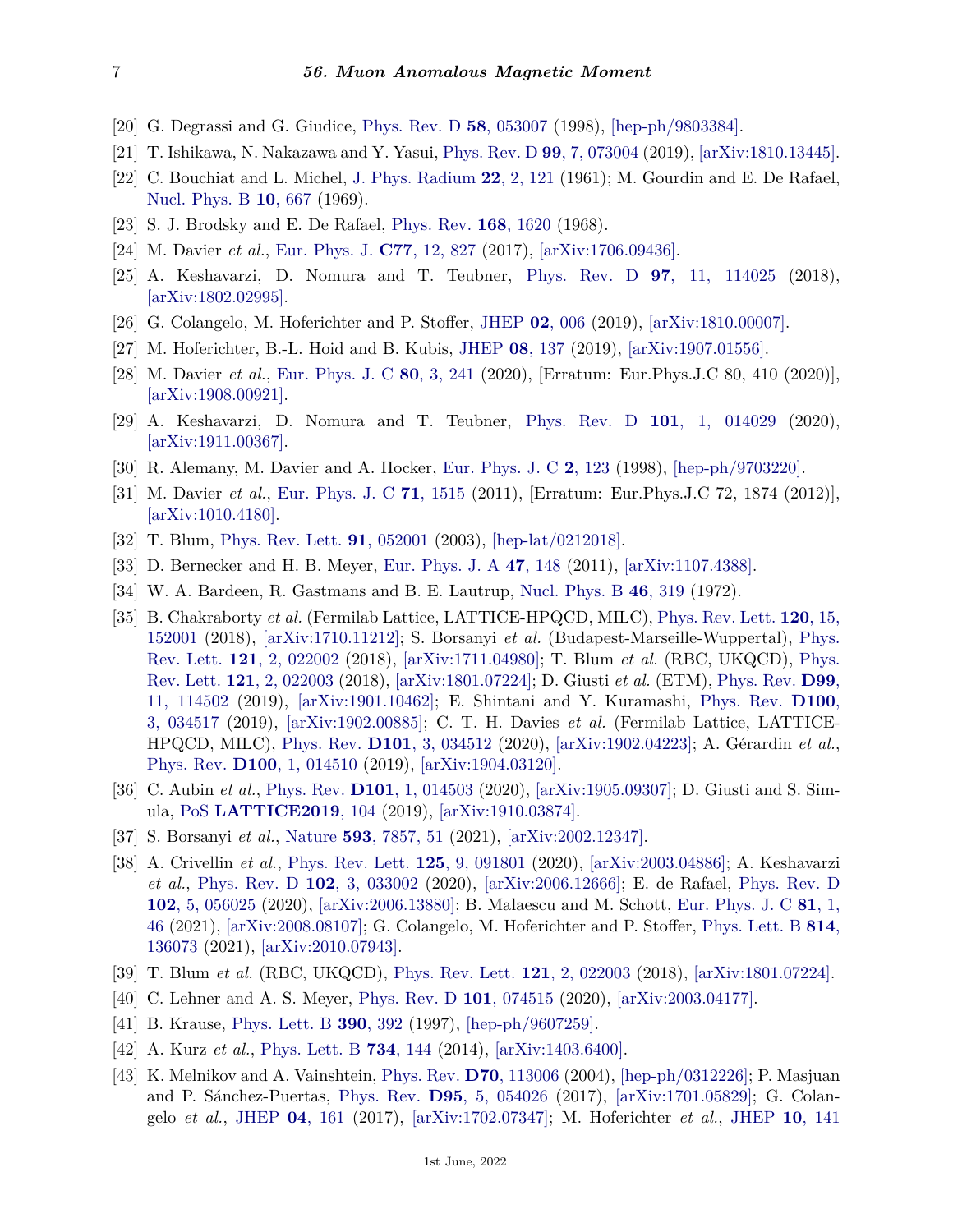[20] G. Degrassi and G. Giudice, Phys. Rev. D **58**, 053007 (1998), [hep-ph/9803384].

[21] T. Ishikawa, N. Nakazawa and Y. Yasui, Phys. Rev. D **99**, 7, 073004 (2019), [arXiv:1810.13445].

[22] C. Bouchiat and L. Michel, J. Phys. Radium **22**, 2, 121 (1961); M. Gourdin and E. De Rafael, Nucl. Phys. B **10**, 667 (1969).

[23] S. J. Brodsky and E. De Rafael, Phys. Rev. **168**, 1620 (1968).

[24] M. Davier *et al.*, Eur. Phys. J. **C77**, 12, 827 (2017), [arXiv:1706.09436].

[25] A. Keshavarzi, D. Nomura and T. Teubner, Phys. Rev. D **97**, 11, 114025 (2018), [arXiv:1802.02995].

[26] G. Colangelo, M. Hoferichter and P. Stoffer, JHEP **02**, 006 (2019), [arXiv:1810.00007].

[27] M. Hoferichter, B.-L. Hoid and B. Kubis, JHEP **08**, 137 (2019), [arXiv:1907.01556].

[28] M. Davier *et al.*, Eur. Phys. J. C **80**, 3, 241 (2020), [Erratum: Eur.Phys.J.C 80, 410 (2020)], [arXiv:1908.00921].

[29] A. Keshavarzi, D. Nomura and T. Teubner, Phys. Rev. D **101**, 1, 014029 (2020), [arXiv:1911.00367].

[30] R. Alemany, M. Davier and A. Hocker, Eur. Phys. J. C **2**, 123 (1998), [hep-ph/9703220].

[31] M. Davier *et al.*, Eur. Phys. J. C **71**, 1515 (2011), [Erratum: Eur.Phys.J.C 72, 1874 (2012)], [arXiv:1010.4180].

[32] T. Blum, Phys. Rev. Lett. **91**, 052001 (2003), [hep-lat/0212018].

[33] D. Bernecker and H. B. Meyer, Eur. Phys. J. A **47**, 148 (2011), [arXiv:1107.4388].

[34] W. A. Bardeen, R. Gastmans and B. E. Lautrup, Nucl. Phys. B **46**, 319 (1972).

[35] B. Chakraborty *et al.* (Fermilab Lattice, LATTICE-HPQCD, MILC), Phys. Rev. Lett. **120**, 15, 152001 (2018), [arXiv:1710.11212]; S. Borsanyi *et al.* (Budapest-Marseille-Wuppertal), Phys. Rev. Lett. **121**, 2, 022002 (2018), [arXiv:1711.04980]; T. Blum *et al.* (RBC, UKQCD), Phys. Rev. Lett. **121**, 2, 022003 (2018), [arXiv:1801.07224]; D. Giusti *et al.* (ETM), Phys. Rev. **D99**, 11, 114502 (2019), [arXiv:1901.10462]; E. Shintani and Y. Kuramashi, Phys. Rev. **D100**, 3, 034517 (2019), [arXiv:1902.00885]; C. T. H. Davies *et al.* (Fermilab Lattice, LATTICE-HPQCD, MILC), Phys. Rev. **D101**, 3, 034512 (2020), [arXiv:1902.04223]; A. Gérardin *et al.*, Phys. Rev. **D100**, 1, 014510 (2019), [arXiv:1904.03120].

[36] C. Aubin *et al.*, Phys. Rev. **D101**, 1, 014503 (2020), [arXiv:1905.09307]; D. Giusti and S. Simula, PoS **LATTICE2019**, 104 (2019), [arXiv:1910.03874].

[37] S. Borsanyi *et al.*, Nature **593**, 7857, 51 (2021), [arXiv:2002.12347].

[38] A. Crivellin *et al.*, Phys. Rev. Lett. **125**, 9, 091801 (2020), [arXiv:2003.04886]; A. Keshavarzi *et al.*, Phys. Rev. D **102**, 3, 033002 (2020), [arXiv:2006.12666]; E. de Rafael, Phys. Rev. D **102**, 5, 056025 (2020), [arXiv:2006.13880]; B. Malaescu and M. Schott, Eur. Phys. J. C **81**, 1, 46 (2021), [arXiv:2008.08107]; G. Colangelo, M. Hoferichter and P. Stoffer, Phys. Lett. B **814**, 136073 (2021), [arXiv:2010.07943].

[39] T. Blum *et al.* (RBC, UKQCD), Phys. Rev. Lett. **121**, 2, 022003 (2018), [arXiv:1801.07224].

[40] C. Lehner and A. S. Meyer, Phys. Rev. D **101**, 074515 (2020), [arXiv:2003.04177].

[41] B. Krause, Phys. Lett. B **390**, 392 (1997), [hep-ph/9607259].

[42] A. Kurz *et al.*, Phys. Lett. B **734**, 144 (2014), [arXiv:1403.6400].

[43] K. Melnikov and A. Vainshtein, Phys. Rev. **D70**, 113006 (2004), [hep-ph/0312226]; P. Masjuan and P. Sánchez-Puertas, Phys. Rev. **D95**, 5, 054026 (2017), [arXiv:1701.05829]; G. Colangelo *et al.*, JHEP **04**, 161 (2017), [arXiv:1702.07347]; M. Hoferichter *et al.*, JHEP **10**, 141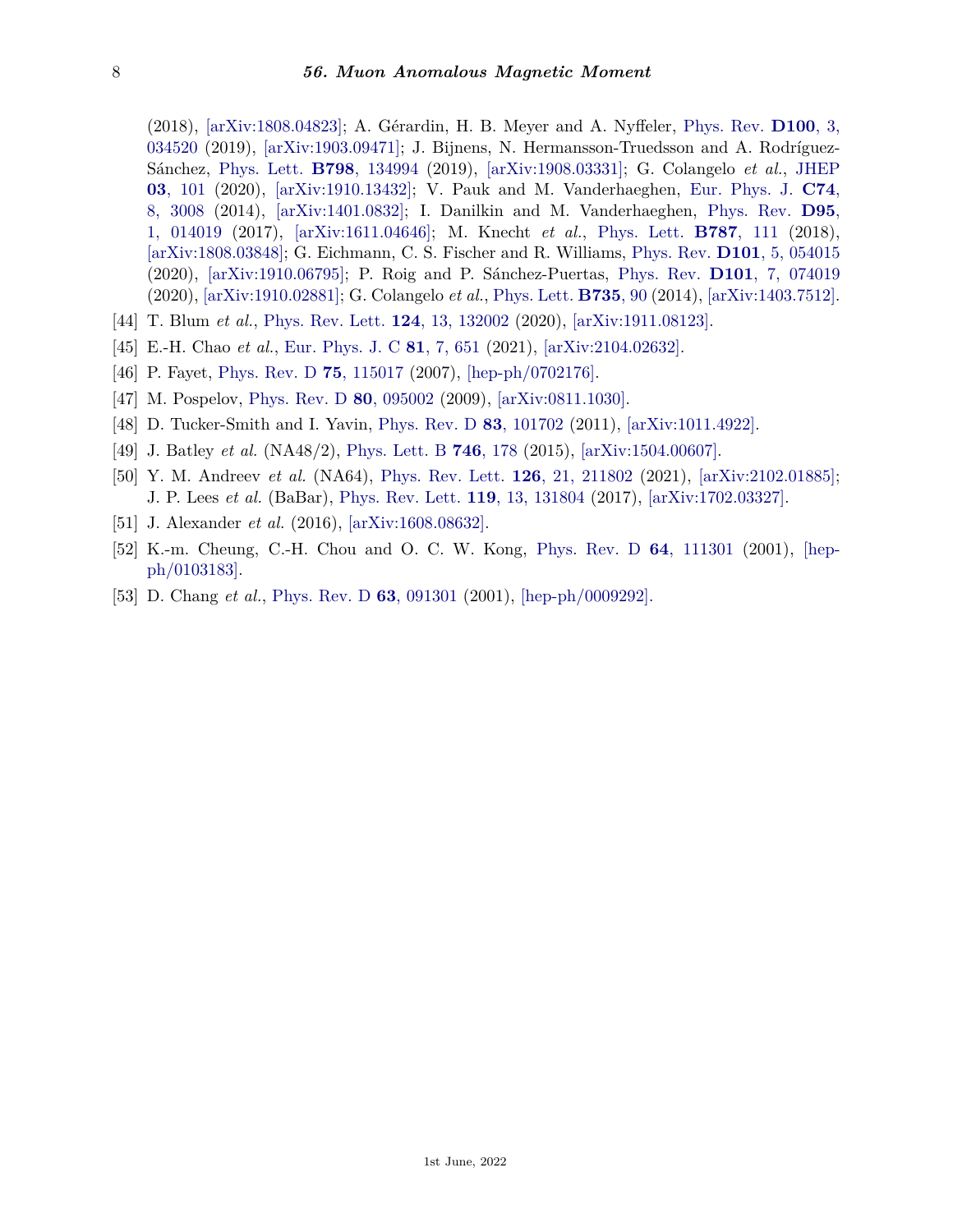(2018), [arXiv:1808.04823]; A. Gérardin, H. B. Meyer and A. Nyffeler, Phys. Rev. **D100**, 3, 034520 (2019), [arXiv:1903.09471]; J. Bijnens, N. Hermansson-Truedsson and A. Rodríguez-Sánchez, Phys. Lett. **B798**, 134994 (2019), [arXiv:1908.03331]; G. Colangelo *et al.*, JHEP **03**, 101 (2020), [arXiv:1910.13432]; V. Pauk and M. Vanderhaeghen, Eur. Phys. J. **C74**, 8, 3008 (2014), [arXiv:1401.0832]; I. Danilkin and M. Vanderhaeghen, Phys. Rev. **D95**, 1, 014019 (2017), [arXiv:1611.04646]; M. Knecht *et al.*, Phys. Lett. **B787**, 111 (2018), [arXiv:1808.03848]; G. Eichmann, C. S. Fischer and R. Williams, Phys. Rev. **D101**, 5, 054015 (2020), [arXiv:1910.06795]; P. Roig and P. Sánchez-Puertas, Phys. Rev. **D101**, 7, 074019 (2020), [arXiv:1910.02881]; G. Colangelo *et al.*, Phys. Lett. **B735**, 90 (2014), [arXiv:1403.7512].

[44] T. Blum *et al.*, Phys. Rev. Lett. **124**, 13, 132002 (2020), [arXiv:1911.08123].

[45] E.-H. Chao *et al.*, Eur. Phys. J. C **81**, 7, 651 (2021), [arXiv:2104.02632].

[46] P. Fayet, Phys. Rev. D **75**, 115017 (2007), [hep-ph/0702176].

[47] M. Pospelov, Phys. Rev. D **80**, 095002 (2009), [arXiv:0811.1030].

[48] D. Tucker-Smith and I. Yavin, Phys. Rev. D **83**, 101702 (2011), [arXiv:1011.4922].

[49] J. Batley *et al.* (NA48/2), Phys. Lett. B **746**, 178 (2015), [arXiv:1504.00607].

[50] Y. M. Andreev *et al.* (NA64), Phys. Rev. Lett. **126**, 21, 211802 (2021), [arXiv:2102.01885]; J. P. Lees *et al.* (BaBar), Phys. Rev. Lett. **119**, 13, 131804 (2017), [arXiv:1702.03327].

[51] J. Alexander *et al.* (2016), [arXiv:1608.08632].

[52] K.-m. Cheung, C.-H. Chou and O. C. W. Kong, Phys. Rev. D **64**, 111301 (2001), [hep-ph/0103183].

[53] D. Chang *et al.*, Phys. Rev. D **63**, 091301 (2001), [hep-ph/0009292].